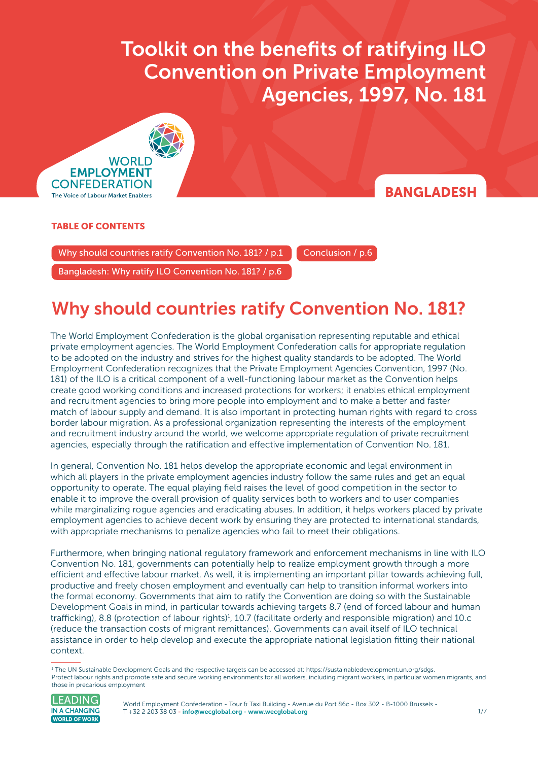# Toolkit on the benefits of ratifying ILO Convention on Private Employment Agencies, 1997, No. 181

WORLD EMPLOYMENT CONFEDERATION
The Voice of Labour Market Enablers

**BANGLADESH**

**TABLE OF CONTENTS**

- Why should countries ratify Convention No. 181? / p.1
- Conclusion / p.6
- Bangladesh: Why ratify ILO Convention No. 181? / p.6

## Why should countries ratify Convention No. 181?

The World Employment Confederation is the global organisation representing reputable and ethical private employment agencies. The World Employment Confederation calls for appropriate regulation to be adopted on the industry and strives for the highest quality standards to be adopted. The World Employment Confederation recognizes that the Private Employment Agencies Convention, 1997 (No. 181) of the ILO is a critical component of a well-functioning labour market as the Convention helps create good working conditions and increased protections for workers; it enables ethical employment and recruitment agencies to bring more people into employment and to make a better and faster match of labour supply and demand. It is also important in protecting human rights with regard to cross border labour migration. As a professional organization representing the interests of the employment and recruitment industry around the world, we welcome appropriate regulation of private recruitment agencies, especially through the ratification and effective implementation of Convention No. 181.

In general, Convention No. 181 helps develop the appropriate economic and legal environment in which all players in the private employment agencies industry follow the same rules and get an equal opportunity to operate. The equal playing field raises the level of good competition in the sector to enable it to improve the overall provision of quality services both to workers and to user companies while marginalizing rogue agencies and eradicating abuses. In addition, it helps workers placed by private employment agencies to achieve decent work by ensuring they are protected to international standards, with appropriate mechanisms to penalize agencies who fail to meet their obligations.

Furthermore, when bringing national regulatory framework and enforcement mechanisms in line with ILO Convention No. 181, governments can potentially help to realize employment growth through a more efficient and effective labour market. As well, it is implementing an important pillar towards achieving full, productive and freely chosen employment and eventually can help to transition informal workers into the formal economy. Governments that aim to ratify the Convention are doing so with the Sustainable Development Goals in mind, in particular towards achieving targets 8.7 (end of forced labour and human trafficking), 8.8 (protection of labour rights)[1], 10.7 (facilitate orderly and responsible migration) and 10.c (reduce the transaction costs of migrant remittances). Governments can avail itself of ILO technical assistance in order to help develop and execute the appropriate national legislation fitting their national context.

---

[1] The UN Sustainable Development Goals and the respective targets can be accessed at: https://sustainabledevelopment.un.org/sdgs. Protect labour rights and promote safe and secure working environments for all workers, including migrant workers, in particular women migrants, and those in precarious employment

LEADING IN A CHANGING WORLD OF WORK

World Employment Confederation - Tour & Taxi Building - Avenue du Port 86c - Box 302 - B-1000 Brussels - T +32 2 203 38 03 - info@wecglobal.org - www.wecglobal.org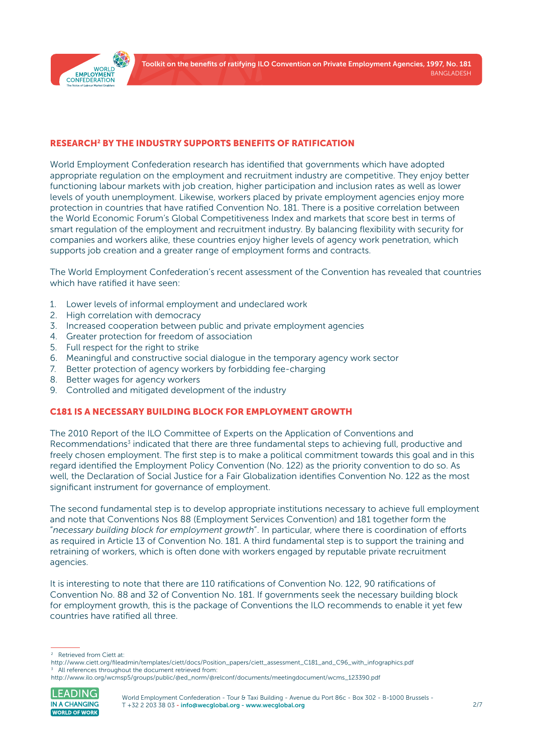## RESEARCH[2] BY THE INDUSTRY SUPPORTS BENEFITS OF RATIFICATION

World Employment Confederation research has identified that governments which have adopted appropriate regulation on the employment and recruitment industry are competitive. They enjoy better functioning labour markets with job creation, higher participation and inclusion rates as well as lower levels of youth unemployment. Likewise, workers placed by private employment agencies enjoy more protection in countries that have ratified Convention No. 181. There is a positive correlation between the World Economic Forum's Global Competitiveness Index and markets that score best in terms of smart regulation of the employment and recruitment industry. By balancing flexibility with security for companies and workers alike, these countries enjoy higher levels of agency work penetration, which supports job creation and a greater range of employment forms and contracts.

The World Employment Confederation's recent assessment of the Convention has revealed that countries which have ratified it have seen:

1. Lower levels of informal employment and undeclared work
2. High correlation with democracy
3. Increased cooperation between public and private employment agencies
4. Greater protection for freedom of association
5. Full respect for the right to strike
6. Meaningful and constructive social dialogue in the temporary agency work sector
7. Better protection of agency workers by forbidding fee-charging
8. Better wages for agency workers
9. Controlled and mitigated development of the industry

## C181 IS A NECESSARY BUILDING BLOCK FOR EMPLOYMENT GROWTH

The 2010 Report of the ILO Committee of Experts on the Application of Conventions and Recommendations[3] indicated that there are three fundamental steps to achieving full, productive and freely chosen employment. The first step is to make a political commitment towards this goal and in this regard identified the Employment Policy Convention (No. 122) as the priority convention to do so. As well, the Declaration of Social Justice for a Fair Globalization identifies Convention No. 122 as the most significant instrument for governance of employment.

The second fundamental step is to develop appropriate institutions necessary to achieve full employment and note that Conventions Nos 88 (Employment Services Convention) and 181 together form the "*necessary building block for employment growth*". In particular, where there is coordination of efforts as required in Article 13 of Convention No. 181. A third fundamental step is to support the training and retraining of workers, which is often done with workers engaged by reputable private recruitment agencies.

It is interesting to note that there are 110 ratifications of Convention No. 122, 90 ratifications of Convention No. 88 and 32 of Convention No. 181. If governments seek the necessary building block for employment growth, this is the package of Conventions the ILO recommends to enable it yet few countries have ratified all three.

---

[2] Retrieved from Ciett at:
http://www.ciett.org/fileadmin/templates/ciett/docs/Position_papers/ciett_assessment_C181_and_C96_with_infographics.pdf

[3] All references throughout the document retrieved from:
http://www.ilo.org/wcmsp5/groups/public/@ed_norm/@relconf/documents/meetingdocument/wcms_123390.pdf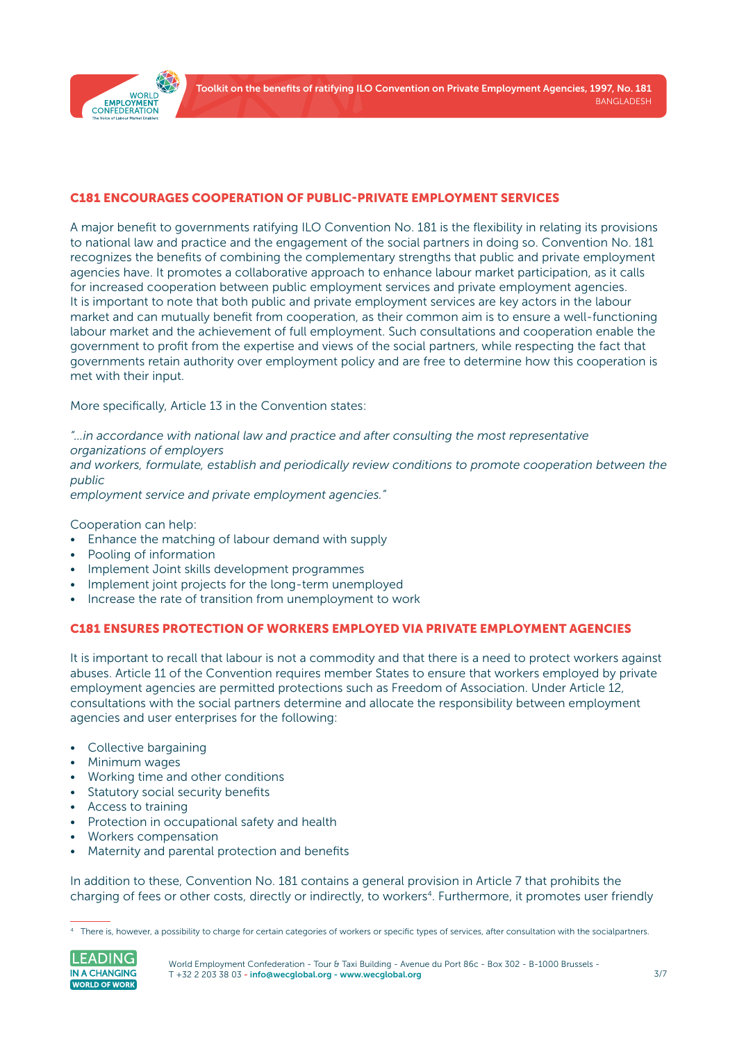## C181 ENCOURAGES COOPERATION OF PUBLIC-PRIVATE EMPLOYMENT SERVICES

A major benefit to governments ratifying ILO Convention No. 181 is the flexibility in relating its provisions to national law and practice and the engagement of the social partners in doing so. Convention No. 181 recognizes the benefits of combining the complementary strengths that public and private employment agencies have. It promotes a collaborative approach to enhance labour market participation, as it calls for increased cooperation between public employment services and private employment agencies. It is important to note that both public and private employment services are key actors in the labour market and can mutually benefit from cooperation, as their common aim is to ensure a well-functioning labour market and the achievement of full employment. Such consultations and cooperation enable the government to profit from the expertise and views of the social partners, while respecting the fact that governments retain authority over employment policy and are free to determine how this cooperation is met with their input.

More specifically, Article 13 in the Convention states:

*"...in accordance with national law and practice and after consulting the most representative organizations of employers and workers, formulate, establish and periodically review conditions to promote cooperation between the public employment service and private employment agencies."*

Cooperation can help:

- Enhance the matching of labour demand with supply
- Pooling of information
- Implement Joint skills development programmes
- Implement joint projects for the long-term unemployed
- Increase the rate of transition from unemployment to work

## C181 ENSURES PROTECTION OF WORKERS EMPLOYED VIA PRIVATE EMPLOYMENT AGENCIES

It is important to recall that labour is not a commodity and that there is a need to protect workers against abuses. Article 11 of the Convention requires member States to ensure that workers employed by private employment agencies are permitted protections such as Freedom of Association. Under Article 12, consultations with the social partners determine and allocate the responsibility between employment agencies and user enterprises for the following:

- Collective bargaining
- Minimum wages
- Working time and other conditions
- Statutory social security benefits
- Access to training
- Protection in occupational safety and health
- Workers compensation
- Maternity and parental protection and benefits

In addition to these, Convention No. 181 contains a general provision in Article 7 that prohibits the charging of fees or other costs, directly or indirectly, to workers[4]. Furthermore, it promotes user friendly

[4] There is, however, a possibility to charge for certain categories of workers or specific types of services, after consultation with the socialpartners.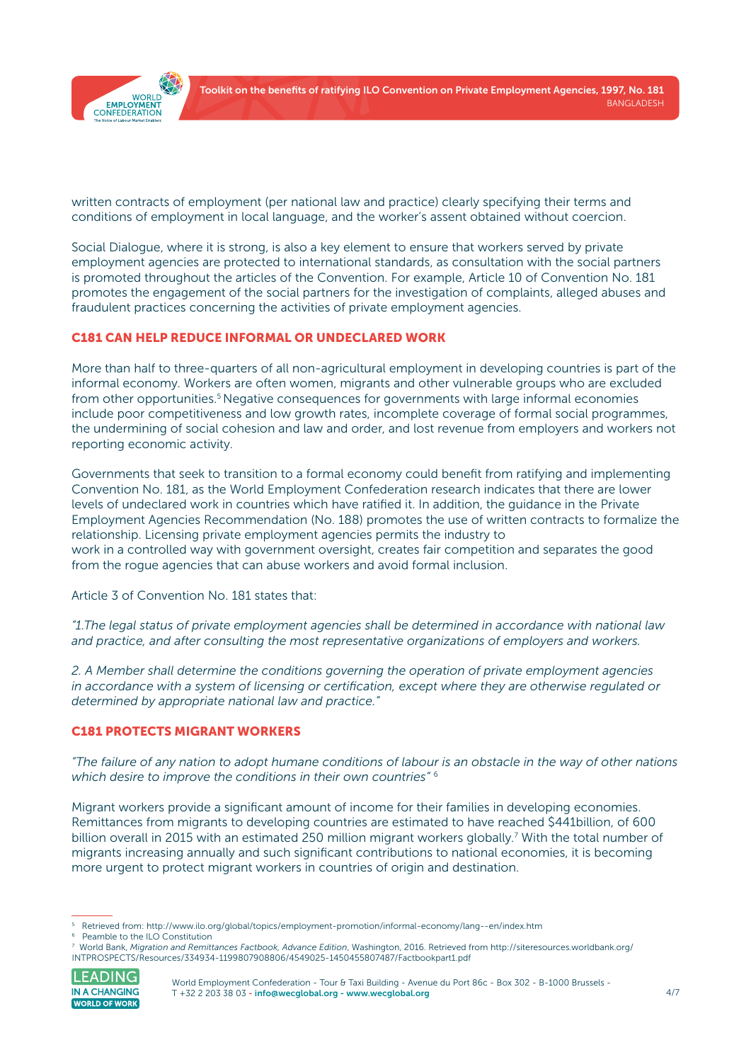written contracts of employment (per national law and practice) clearly specifying their terms and conditions of employment in local language, and the worker's assent obtained without coercion.

Social Dialogue, where it is strong, is also a key element to ensure that workers served by private employment agencies are protected to international standards, as consultation with the social partners is promoted throughout the articles of the Convention. For example, Article 10 of Convention No. 181 promotes the engagement of the social partners for the investigation of complaints, alleged abuses and fraudulent practices concerning the activities of private employment agencies.

## C181 CAN HELP REDUCE INFORMAL OR UNDECLARED WORK

More than half to three-quarters of all non-agricultural employment in developing countries is part of the informal economy. Workers are often women, migrants and other vulnerable groups who are excluded from other opportunities.[5] Negative consequences for governments with large informal economies include poor competitiveness and low growth rates, incomplete coverage of formal social programmes, the undermining of social cohesion and law and order, and lost revenue from employers and workers not reporting economic activity.

Governments that seek to transition to a formal economy could benefit from ratifying and implementing Convention No. 181, as the World Employment Confederation research indicates that there are lower levels of undeclared work in countries which have ratified it. In addition, the guidance in the Private Employment Agencies Recommendation (No. 188) promotes the use of written contracts to formalize the relationship. Licensing private employment agencies permits the industry to work in a controlled way with government oversight, creates fair competition and separates the good from the rogue agencies that can abuse workers and avoid formal inclusion.

Article 3 of Convention No. 181 states that:

*"1.The legal status of private employment agencies shall be determined in accordance with national law and practice, and after consulting the most representative organizations of employers and workers.*

*2. A Member shall determine the conditions governing the operation of private employment agencies in accordance with a system of licensing or certification, except where they are otherwise regulated or determined by appropriate national law and practice."*

## C181 PROTECTS MIGRANT WORKERS

*"The failure of any nation to adopt humane conditions of labour is an obstacle in the way of other nations which desire to improve the conditions in their own countries"* [6]

Migrant workers provide a significant amount of income for their families in developing economies. Remittances from migrants to developing countries are estimated to have reached $441billion, of 600 billion overall in 2015 with an estimated 250 million migrant workers globally.[7] With the total number of migrants increasing annually and such significant contributions to national economies, it is becoming more urgent to protect migrant workers in countries of origin and destination.

---

[5] Retrieved from: http://www.ilo.org/global/topics/employment-promotion/informal-economy/lang--en/index.htm

[6] Peamble to the ILO Constitution

[7] World Bank, *Migration and Remittances Factbook, Advance Edition*, Washington, 2016. Retrieved from http://siteresources.worldbank.org/INTPROSPECTS/Resources/334934-1199807908806/4549025-1450455807487/Factbookpart1.pdf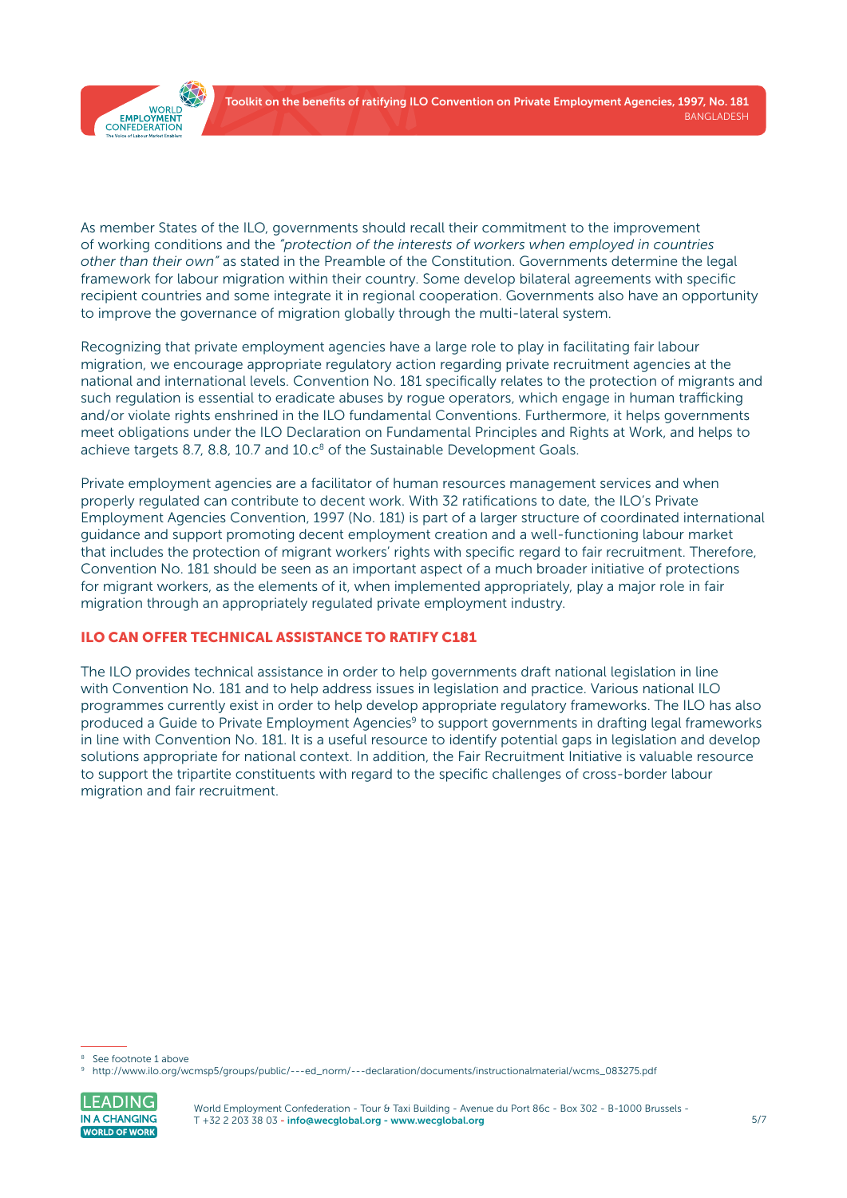As member States of the ILO, governments should recall their commitment to the improvement of working conditions and the *"protection of the interests of workers when employed in countries other than their own"* as stated in the Preamble of the Constitution. Governments determine the legal framework for labour migration within their country. Some develop bilateral agreements with specific recipient countries and some integrate it in regional cooperation. Governments also have an opportunity to improve the governance of migration globally through the multi-lateral system.

Recognizing that private employment agencies have a large role to play in facilitating fair labour migration, we encourage appropriate regulatory action regarding private recruitment agencies at the national and international levels. Convention No. 181 specifically relates to the protection of migrants and such regulation is essential to eradicate abuses by rogue operators, which engage in human trafficking and/or violate rights enshrined in the ILO fundamental Conventions. Furthermore, it helps governments meet obligations under the ILO Declaration on Fundamental Principles and Rights at Work, and helps to achieve targets 8.7, 8.8, 10.7 and 10.c[8] of the Sustainable Development Goals.

Private employment agencies are a facilitator of human resources management services and when properly regulated can contribute to decent work. With 32 ratifications to date, the ILO's Private Employment Agencies Convention, 1997 (No. 181) is part of a larger structure of coordinated international guidance and support promoting decent employment creation and a well-functioning labour market that includes the protection of migrant workers' rights with specific regard to fair recruitment. Therefore, Convention No. 181 should be seen as an important aspect of a much broader initiative of protections for migrant workers, as the elements of it, when implemented appropriately, play a major role in fair migration through an appropriately regulated private employment industry.

## ILO CAN OFFER TECHNICAL ASSISTANCE TO RATIFY C181

The ILO provides technical assistance in order to help governments draft national legislation in line with Convention No. 181 and to help address issues in legislation and practice. Various national ILO programmes currently exist in order to help develop appropriate regulatory frameworks. The ILO has also produced a Guide to Private Employment Agencies[9] to support governments in drafting legal frameworks in line with Convention No. 181. It is a useful resource to identify potential gaps in legislation and develop solutions appropriate for national context. In addition, the Fair Recruitment Initiative is valuable resource to support the tripartite constituents with regard to the specific challenges of cross-border labour migration and fair recruitment.

---

[8] See footnote 1 above

[9] http://www.ilo.org/wcmsp5/groups/public/---ed_norm/---declaration/documents/instructionalmaterial/wcms_083275.pdf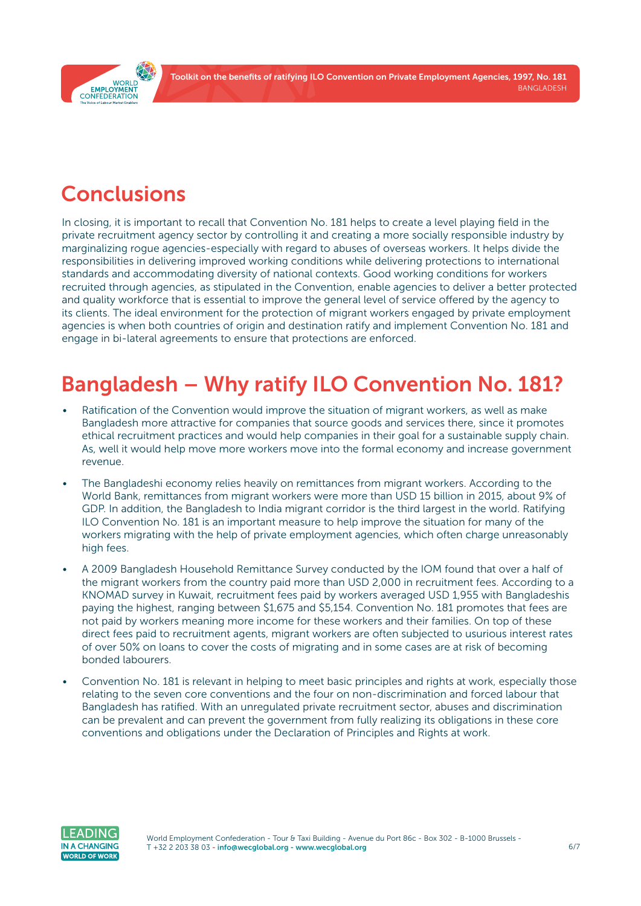## Conclusions

In closing, it is important to recall that Convention No. 181 helps to create a level playing field in the private recruitment agency sector by controlling it and creating a more socially responsible industry by marginalizing rogue agencies-especially with regard to abuses of overseas workers. It helps divide the responsibilities in delivering improved working conditions while delivering protections to international standards and accommodating diversity of national contexts. Good working conditions for workers recruited through agencies, as stipulated in the Convention, enable agencies to deliver a better protected and quality workforce that is essential to improve the general level of service offered by the agency to its clients. The ideal environment for the protection of migrant workers engaged by private employment agencies is when both countries of origin and destination ratify and implement Convention No. 181 and engage in bi-lateral agreements to ensure that protections are enforced.

## Bangladesh – Why ratify ILO Convention No. 181?

- Ratification of the Convention would improve the situation of migrant workers, as well as make Bangladesh more attractive for companies that source goods and services there, since it promotes ethical recruitment practices and would help companies in their goal for a sustainable supply chain. As, well it would help move more workers move into the formal economy and increase government revenue.
- The Bangladeshi economy relies heavily on remittances from migrant workers. According to the World Bank, remittances from migrant workers were more than USD 15 billion in 2015, about 9% of GDP. In addition, the Bangladesh to India migrant corridor is the third largest in the world. Ratifying ILO Convention No. 181 is an important measure to help improve the situation for many of the workers migrating with the help of private employment agencies, which often charge unreasonably high fees.
- A 2009 Bangladesh Household Remittance Survey conducted by the IOM found that over a half of the migrant workers from the country paid more than USD 2,000 in recruitment fees. According to a KNOMAD survey in Kuwait, recruitment fees paid by workers averaged USD 1,955 with Bangladeshis paying the highest, ranging between $1,675 and $5,154. Convention No. 181 promotes that fees are not paid by workers meaning more income for these workers and their families. On top of these direct fees paid to recruitment agents, migrant workers are often subjected to usurious interest rates of over 50% on loans to cover the costs of migrating and in some cases are at risk of becoming bonded labourers.
- Convention No. 181 is relevant in helping to meet basic principles and rights at work, especially those relating to the seven core conventions and the four on non-discrimination and forced labour that Bangladesh has ratified. With an unregulated private recruitment sector, abuses and discrimination can be prevalent and can prevent the government from fully realizing its obligations in these core conventions and obligations under the Declaration of Principles and Rights at work.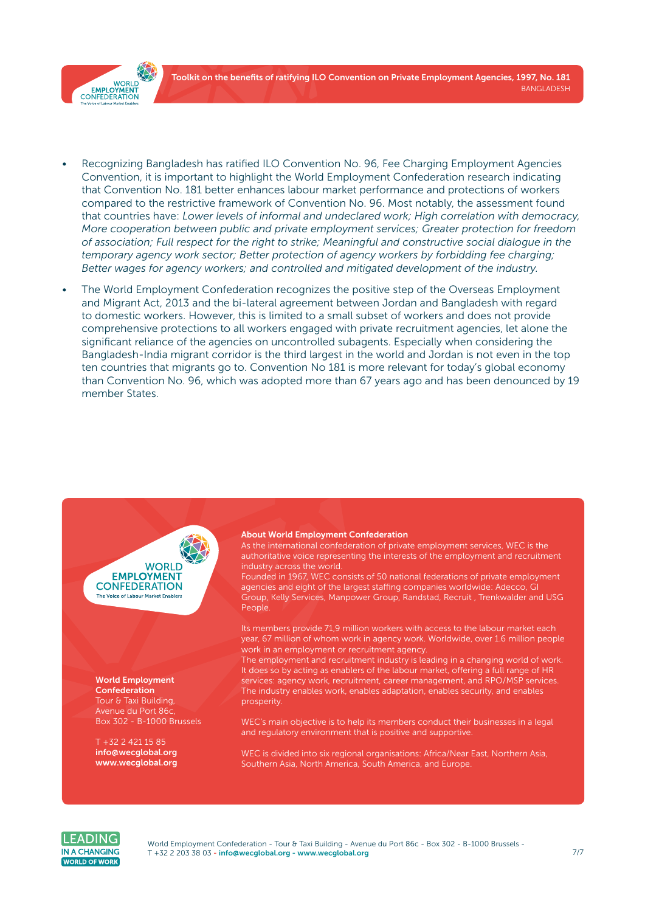- Recognizing Bangladesh has ratified ILO Convention No. 96, Fee Charging Employment Agencies Convention, it is important to highlight the World Employment Confederation research indicating that Convention No. 181 better enhances labour market performance and protections of workers compared to the restrictive framework of Convention No. 96. Most notably, the assessment found that countries have: *Lower levels of informal and undeclared work; High correlation with democracy, More cooperation between public and private employment services; Greater protection for freedom of association; Full respect for the right to strike; Meaningful and constructive social dialogue in the temporary agency work sector; Better protection of agency workers by forbidding fee charging; Better wages for agency workers; and controlled and mitigated development of the industry.*

- The World Employment Confederation recognizes the positive step of the Overseas Employment and Migrant Act, 2013 and the bi-lateral agreement between Jordan and Bangladesh with regard to domestic workers. However, this is limited to a small subset of workers and does not provide comprehensive protections to all workers engaged with private recruitment agencies, let alone the significant reliance of the agencies on uncontrolled subagents. Especially when considering the Bangladesh-India migrant corridor is the third largest in the world and Jordan is not even in the top ten countries that migrants go to. Convention No 181 is more relevant for today's global economy than Convention No. 96, which was adopted more than 67 years ago and has been denounced by 19 member States.

**About World Employment Confederation**

As the international confederation of private employment services, WEC is the authoritative voice representing the interests of the employment and recruitment industry across the world.
Founded in 1967, WEC consists of 50 national federations of private employment agencies and eight of the largest staffing companies worldwide: Adecco, GI Group, Kelly Services, Manpower Group, Randstad, Recruit , Trenkwalder and USG People.

Its members provide 71,9 million workers with access to the labour market each year, 67 million of whom work in agency work. Worldwide, over 1.6 million people work in an employment or recruitment agency.
The employment and recruitment industry is leading in a changing world of work. It does so by acting as enablers of the labour market, offering a full range of HR services: agency work, recruitment, career management, and RPO/MSP services. The industry enables work, enables adaptation, enables security, and enables prosperity.

WEC's main objective is to help its members conduct their businesses in a legal and regulatory environment that is positive and supportive.

WEC is divided into six regional organisations: Africa/Near East, Northern Asia, Southern Asia, North America, South America, and Europe.

**World Employment Confederation**
Tour & Taxi Building,
Avenue du Port 86c,
Box 302 - B-1000 Brussels

T +32 2 421 15 85
**info@wecglobal.org**
**www.wecglobal.org**